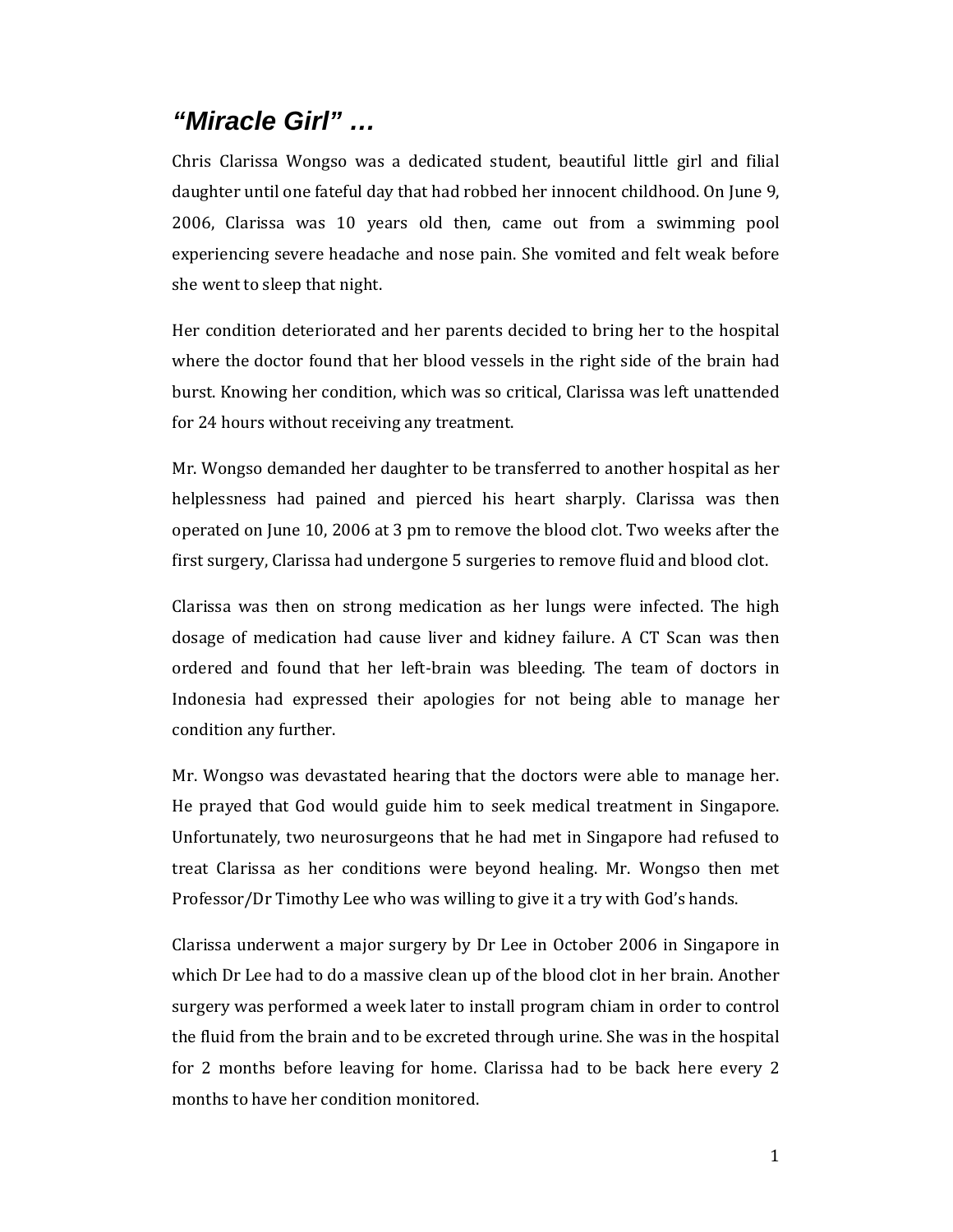# *"Miracle Girl" …*

Chris Clarissa Wongso was a dedicated student, beautiful little girl and filial daughter until one fateful day that had robbed her innocent childhood. On June 9, 2006, Clarissa was 10 years old then, came out from a swimming pool experiencing severe headache and nose pain. She vomited and felt weak before she went to sleep that night.

Her condition deteriorated and her parents decided to bring her to the hospital where the doctor found that her blood vessels in the right side of the brain had burst. Knowing her condition, which was so critical, Clarissa was left unattended for 24 hours without receiving any treatment.

Mr. Wongso demanded her daughter to be transferred to another hospital as her helplessness had pained and pierced his heart sharply. Clarissa was then operated on June 10, 2006 at 3 pm to remove the blood clot. Two weeks after the first surgery, Clarissa had undergone 5 surgeries to remove fluid and blood clot.

Clarissa was then on strong medication as her lungs were infected. The high dosage of medication had cause liver and kidney failure. A CT Scan was then ordered and found that her left-brain was bleeding. The team of doctors in Indonesia had expressed their apologies for not being able to manage her condition any further.

Mr. Wongso was devastated hearing that the doctors were able to manage her. He prayed that God would guide him to seek medical treatment in Singapore. Unfortunately, two neurosurgeons that he had met in Singapore had refused to treat Clarissa as her conditions were beyond healing. Mr. Wongso then met Professor/Dr Timothy Lee who was willing to give it a try with God's hands.

Clarissa underwent a major surgery by Dr Lee in October 2006 in Singapore in which Dr Lee had to do a massive clean up of the blood clot in her brain. Another surgery was performed a week later to install program chiam in order to control the fluid from the brain and to be excreted through urine. She was in the hospital for 2 months before leaving for home. Clarissa had to be back here every 2 months to have her condition monitored.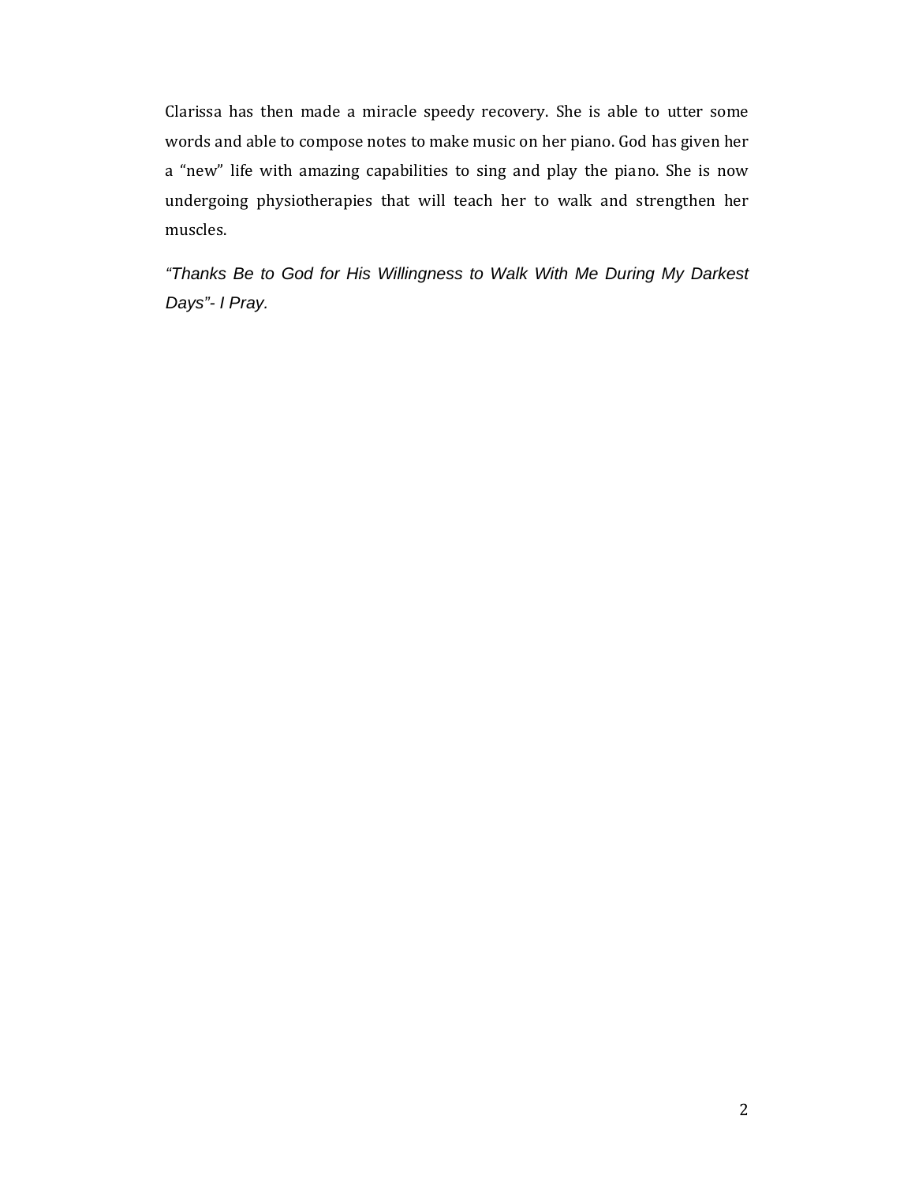Clarissa has then made a miracle speedy recovery. She is able to utter some words and able to compose notes to make music on her piano. God has given her a "new" life with amazing capabilities to sing and play the piano. She is now undergoing physiotherapies that will teach her to walk and strengthen her muscles.

*"Thanks Be to God for His Willingness to Walk With Me During My Darkest Days"- I Pray.*